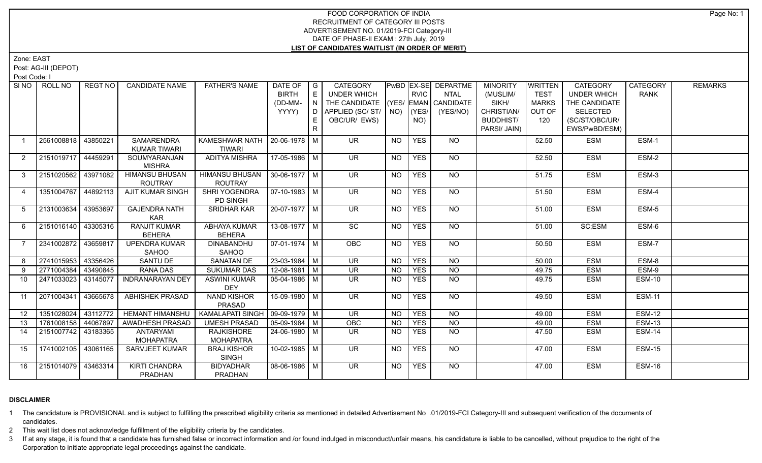# FOOD CORPORATION OF INDIA
## RECRUITMENT OF CATEGORY III POSTS
## ADVERTISEMENT NO. 01/2019-FCI Category-III
## DATE OF PHASE-II EXAM : 27th July, 2019
## LIST OF CANDIDATES WAITLIST (IN ORDER OF MERIT)

Zone: EAST

Post: AG-III (DEPOT)

Post Code: I

| Sl NO | ROLL NO | REGT NO | CANDIDATE NAME | FATHER'S NAME | DATE OF BIRTH (DD-MM-YYYY) | GENDER | CATEGORY UNDER WHICH THE CANDIDATE APPLIED (SC/ ST/ OBC/UR/ EWS) | PwBD (YES/ NO) | EX-SERVICEMAN (YES/ NO) | DEPARTMENTAL CANDIDATE (YES/NO) | MINORITY (MUSLIM/ SIKH/ CHRISTIAN/ BUDDHIST/ PARSI/ JAIN) | WRITTEN TEST MARKS OUT OF 120 | CATEGORY UNDER WHICH THE CANDIDATE SELECTED (SC/ST/OBC/UR/ EWS/PwBD/ESM) | CATEGORY RANK | REMARKS |
|---|---|---|---|---|---|---|---|---|---|---|---|---|---|---|---|
| 1 | 2561008818 | 43850221 | SAMARENDRA KUMAR TIWARI | KAMESHWAR NATH TIWARI | 20-06-1978 | M | UR | NO | YES | NO | | 52.50 | ESM | ESM-1 | |
| 2 | 2151019717 | 44459291 | SOUMYARANJAN MISHRA | ADITYA MISHRA | 17-05-1986 | M | UR | NO | YES | NO | | 52.50 | ESM | ESM-2 | |
| 3 | 2151020562 | 43971082 | HIMANSU BHUSAN ROUTRAY | HIMANSU BHUSAN ROUTRAY | 30-06-1977 | M | UR | NO | YES | NO | | 51.75 | ESM | ESM-3 | |
| 4 | 1351004767 | 44892113 | AJIT KUMAR SINGH | SHRI YOGENDRA PD SINGH | 07-10-1983 | M | UR | NO | YES | NO | | 51.50 | ESM | ESM-4 | |
| 5 | 2131003634 | 43953697 | GAJENDRA NATH KAR | SRIDHAR KAR | 20-07-1977 | M | UR | NO | YES | NO | | 51.00 | ESM | ESM-5 | |
| 6 | 2151016140 | 43305316 | RANJIT KUMAR BEHERA | ABHAYA KUMAR BEHERA | 13-08-1977 | M | SC | NO | YES | NO | | 51.00 | SC;ESM | ESM-6 | |
| 7 | 2341002872 | 43659817 | UPENDRA KUMAR SAHOO | DINABANDHU SAHOO | 07-01-1974 | M | OBC | NO | YES | NO | | 50.50 | ESM | ESM-7 | |
| 8 | 2741015953 | 43356426 | SANTU DE | SANATAN DE | 23-03-1984 | M | UR | NO | YES | NO | | 50.00 | ESM | ESM-8 | |
| 9 | 2771004384 | 43490845 | RANA DAS | SUKUMAR DAS | 12-08-1981 | M | UR | NO | YES | NO | | 49.75 | ESM | ESM-9 | |
| 10 | 2471033023 | 43145077 | INDRANARAYAN DEY | ASWINI KUMAR DEY | 05-04-1986 | M | UR | NO | YES | NO | | 49.75 | ESM | ESM-10 | |
| 11 | 2071004341 | 43665678 | ABHISHEK PRASAD | NAND KISHOR PRASAD | 15-09-1980 | M | UR | NO | YES | NO | | 49.50 | ESM | ESM-11 | |
| 12 | 1351028024 | 43112772 | HEMANT HIMANSHU | KAMALAPATI SINGH | 09-09-1979 | M | UR | NO | YES | NO | | 49.00 | ESM | ESM-12 | |
| 13 | 1761008158 | 44067897 | AWADHESH PRASAD | UMESH PRASAD | 05-09-1984 | M | OBC | NO | YES | NO | | 49.00 | ESM | ESM-13 | |
| 14 | 2151007742 | 43183365 | ANTARYAMI MOHAPATRA | RAJKISHORE MOHAPATRA | 24-06-1980 | M | UR | NO | YES | NO | | 47.50 | ESM | ESM-14 | |
| 15 | 1741002105 | 43061165 | SARVJEET KUMAR | BRAJ KISHOR SINGH | 10-02-1985 | M | UR | NO | YES | NO | | 47.00 | ESM | ESM-15 | |
| 16 | 2151014079 | 43463314 | KIRTI CHANDRA PRADHAN | BIDYADHAR PRADHAN | 08-06-1986 | M | UR | NO | YES | NO | | 47.00 | ESM | ESM-16 | |

### DISCLAIMER

1. The candidature is PROVISIONAL and is subject to fulfilling the prescribed eligibility criteria as mentioned in detailed Advertisement No .01/2019-FCI Category-III and subsequent verification of the documents of candidates.
2. This wait list does not acknowledge fulfillment of the eligibility criteria by the candidates.
3. If at any stage, it is found that a candidate has furnished false or incorrect information and /or found indulged in misconduct/unfair means, his candidature is liable to be cancelled, without prejudice to the right of the Corporation to initiate appropriate legal proceedings against the candidate.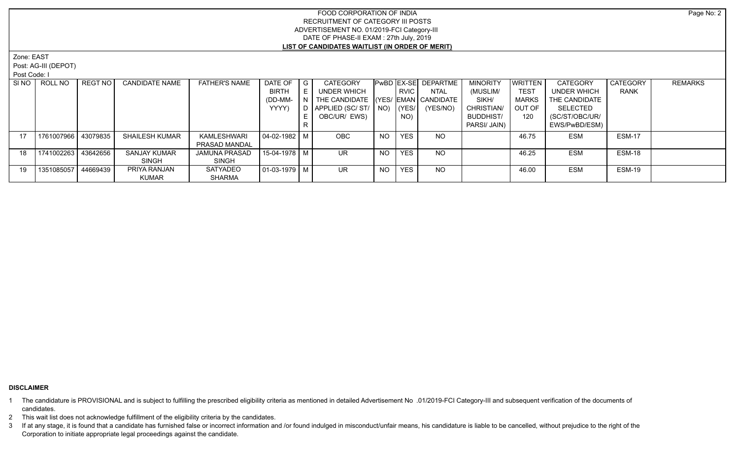# FOOD CORPORATION OF INDIA

RECRUITMENT OF CATEGORY III POSTS

ADVERTISEMENT NO. 01/2019-FCI Category-III

DATE OF PHASE-II EXAM : 27th July, 2019

**LIST OF CANDIDATES WAITLIST (IN ORDER OF MERIT)**

Zone: EAST

Post: AG-III (DEPOT)

Post Code: I

| Sl NO | ROLL NO | REGT NO | CANDIDATE NAME | FATHER'S NAME | DATE OF BIRTH (DD-MM-YYYY) | GENDER | CATEGORY UNDER WHICH THE CANDIDATE APPLIED (SC/ ST/ OBC/UR/ EWS) | PwBD (YES/ NO) | EX-SERVICEMAN (YES/ NO) | DEPARTMENTAL CANDIDATE (YES/NO) | MINORITY (MUSLIM/ SIKH/ CHRISTIAN/ BUDDHIST/ PARSI/ JAIN) | WRITTEN TEST MARKS OUT OF 120 | CATEGORY UNDER WHICH THE CANDIDATE SELECTED (SC/ST/OBC/UR/ EWS/PwBD/ESM) | CATEGORY RANK | REMARKS |
|---|---|---|---|---|---|---|---|---|---|---|---|---|---|---|---|
| 17 | 1761007966 | 43079835 | SHAILESH KUMAR | KAMLESHWARI PRASAD MANDAL | 04-02-1982 | M | OBC | NO | YES | NO | | 46.75 | ESM | ESM-17 | |
| 18 | 1741002263 | 43642656 | SANJAY KUMAR SINGH | JAMUNA PRASAD SINGH | 15-04-1978 | M | UR | NO | YES | NO | | 46.25 | ESM | ESM-18 | |
| 19 | 1351085057 | 44669439 | PRIYA RANJAN KUMAR | SATYADEO SHARMA | 01-03-1979 | M | UR | NO | YES | NO | | 46.00 | ESM | ESM-19 | |

**DISCLAIMER**

1. The candidature is PROVISIONAL and is subject to fulfilling the prescribed eligibility criteria as mentioned in detailed Advertisement No .01/2019-FCI Category-III and subsequent verification of the documents of candidates.
2. This wait list does not acknowledge fulfillment of the eligibility criteria by the candidates.
3. If at any stage, it is found that a candidate has furnished false or incorrect information and /or found indulged in misconduct/unfair means, his candidature is liable to be cancelled, without prejudice to the right of the Corporation to initiate appropriate legal proceedings against the candidate.